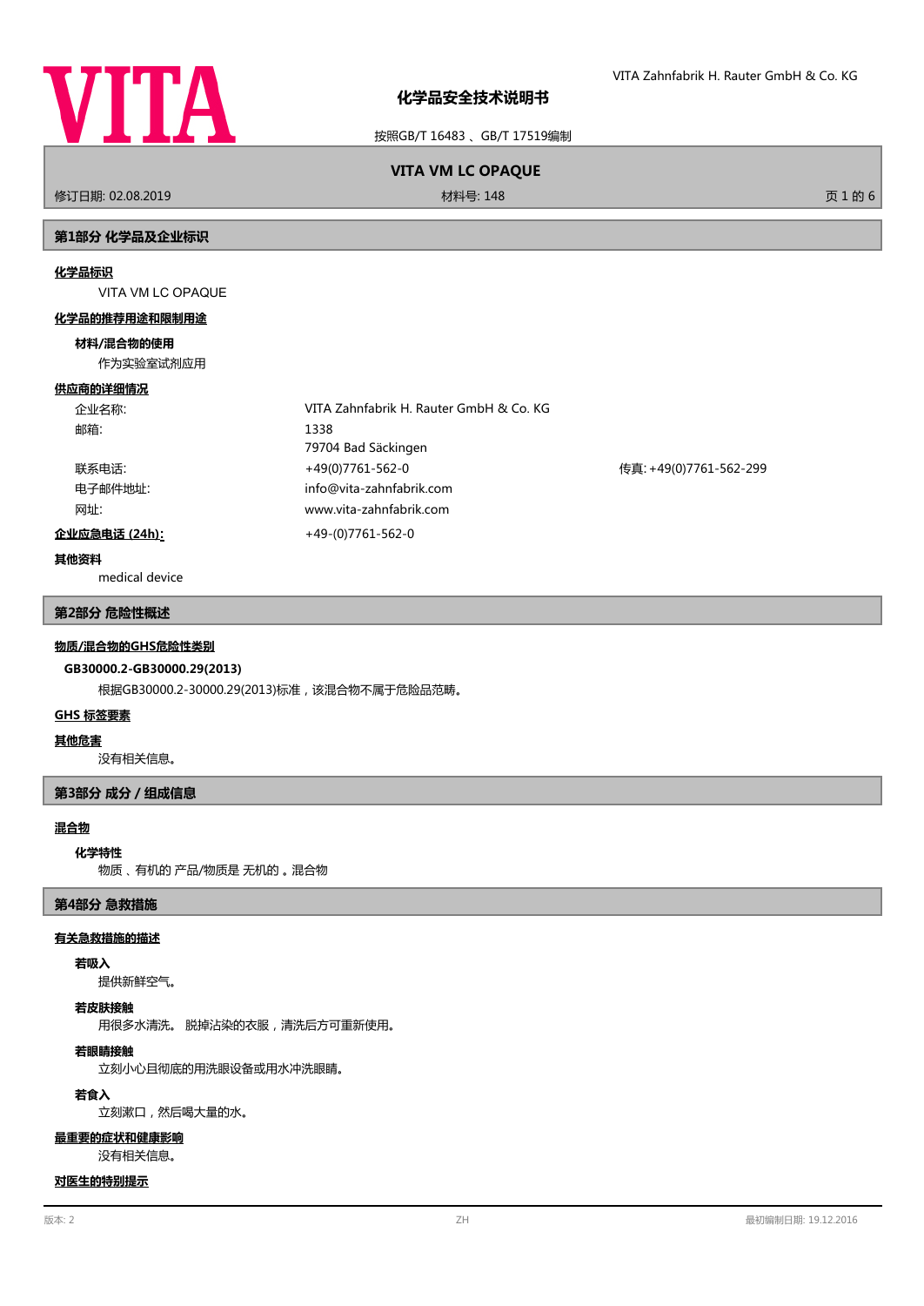# 化学品安全技术说明书

按照GB/T 16483 、GB/T 17519编制

**VITA VM LC OPAQUE**

修订日期: 02.08.2019　　材料号: 148

## 第1部分 化学品及企业标识

### 化学品标识

VITA VM LC OPAQUE

### 化学品的推荐用途和限制用途

**材料/混合物的使用**

作为实验室试剂应用

### 供应商的详细情况

| | | |
|---|---|---|
| 企业名称: | VITA Zahnfabrik H. Rauter GmbH & Co. KG | |
| 邮箱: | 1338<br>79704 Bad Säckingen | |
| 联系电话: | +49(0)7761-562-0 | 传真: +49(0)7761-562-299 |
| 电子邮件地址: | info@vita-zahnfabrik.com | |
| 网址: | www.vita-zahnfabrik.com | |

**企业应急电话 (24h):** +49-(0)7761-562-0

### 其他资料

medical device

## 第2部分 危险性概述

### 物质/混合物的GHS危险性类别

**GB30000.2-GB30000.29(2013)**

根据GB30000.2-30000.29(2013)标准，该混合物不属于危险品范畴。

### GHS 标签要素

### 其他危害

没有相关信息。

## 第3部分 成分 / 组成信息

### 混合物

**化学特性**

物质 、有机的 产品/物质是 无机的 。混合物

## 第4部分 急救措施

### 有关急救措施的描述

**若吸入**

提供新鲜空气。

**若皮肤接触**

用很多水清洗。 脱掉沾染的衣服，清洗后方可重新使用。

**若眼睛接触**

立刻小心且彻底的用洗眼设备或用水冲洗眼睛。

**若食入**

立刻漱口，然后喝大量的水。

### 最重要的症状和健康影响

没有相关信息。

### 对医生的特别提示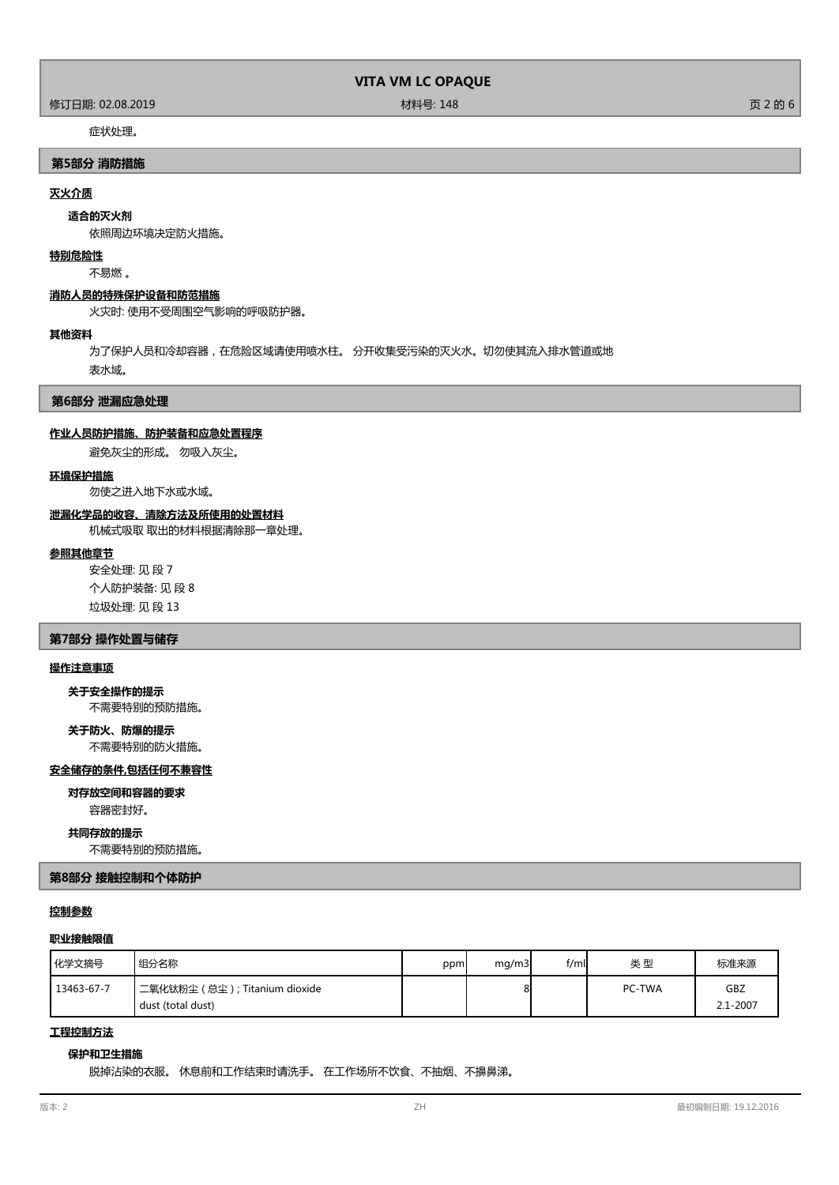症状处理。

## 第5部分 消防措施

### 灭火介质

**适合的灭火剂**

依照周边环境决定防火措施。

### 特别危险性

不易燃 。

### 消防人员的特殊保护设备和防范措施

火灾时: 使用不受周围空气影响的呼吸防护器。

### 其他资料

为了保护人员和冷却容器，在危险区域请使用喷水柱。 分开收集受污染的灭火水。切勿使其流入排水管道或地表水域。

## 第6部分 泄漏应急处理

### 作业人员防护措施、防护装备和应急处置程序

避免灰尘的形成。 勿吸入灰尘。

### 环境保护措施

勿使之进入地下水或水域。

### 泄漏化学品的收容、清除方法及所使用的处置材料

机械式吸取 取出的材料根据清除那一章处理。

### 参照其他章节

安全处理: 见 段 7

个人防护装备: 见 段 8

垃圾处理: 见 段 13

## 第7部分 操作处置与储存

### 操作注意事项

**关于安全操作的提示**

不需要特别的预防措施。

**关于防火、防爆的提示**

不需要特别的防火措施。

### 安全储存的条件,包括任何不兼容性

**对存放空间和容器的要求**

容器密封好。

**共同存放的提示**

不需要特别的预防措施。

## 第8部分 接触控制和个体防护

### 控制参数

**职业接触限值**

| 化学文摘号 | 组分名称 | ppm | mg/m3 | f/ml | 类 型 | 标准来源 |
|---|---|---|---|---|---|---|
| 13463-67-7 | 二氧化钛粉尘（总尘）; Titanium dioxide dust (total dust) | | 8 | | PC-TWA | GBZ 2.1-2007 |

### 工程控制方法

**保护和卫生措施**

脱掉沾染的衣服。 休息前和工作结束时请洗手。 在工作场所不饮食、不抽烟、不擤鼻涕。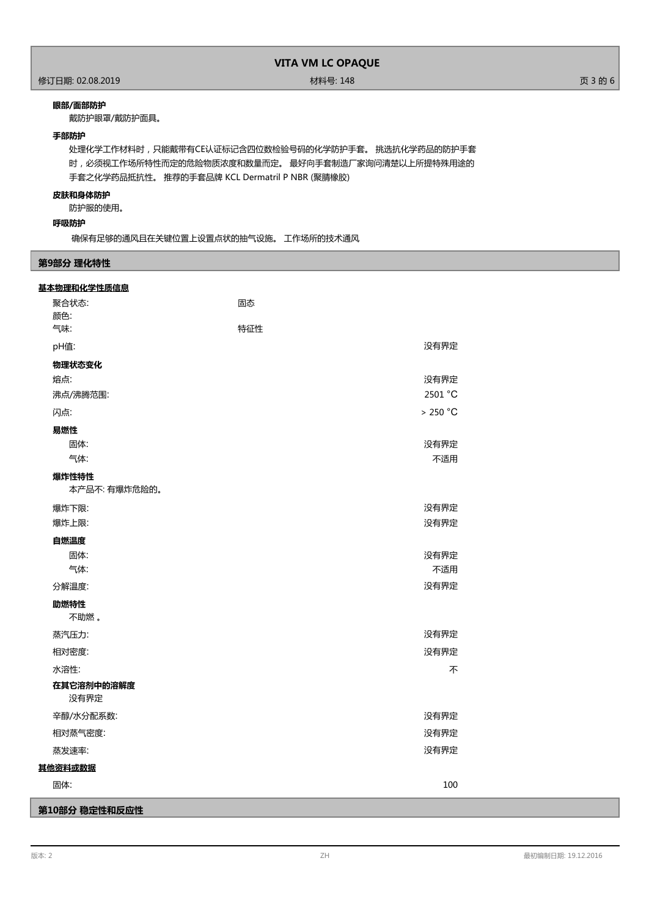**眼部/面部防护**

戴防护眼罩/戴防护面具。

**手部防护**

处理化学工作材料时，只能戴带有CE认证标记含四位数检验号码的化学防护手套。 挑选抗化学药品的防护手套时，必须视工作场所特性而定的危险物质浓度和数量而定。 最好向手套制造厂家询问清楚以上所提特殊用途的手套之化学药品抵抗性。 推荐的手套品牌 KCL Dermatril P NBR (聚腈橡胶)

**皮肤和身体防护**

防护服的使用。

**呼吸防护**

确保有足够的通风且在关键位置上设置点状的抽气设施。 工作场所的技术通风

## 第9部分 理化特性

**基本物理和化学性质信息**

| | | |
|---|---|---|
| 聚合状态: | 固态 | |
| 颜色: | | |
| 气味: | 特征性 | |
| pH值: | | 没有界定 |

**物理状态变化**

| | |
|---|---|
| 熔点: | 没有界定 |
| 沸点/沸腾范围: | 2501 °C |
| 闪点: | > 250 °C |

**易燃性**

| | |
|---|---|
| 固体: | 没有界定 |
| 气体: | 不适用 |

**爆炸性特性**

本产品不: 有爆炸危险的。

| | |
|---|---|
| 爆炸下限: | 没有界定 |
| 爆炸上限: | 没有界定 |

**自燃温度**

| | |
|---|---|
| 固体: | 没有界定 |
| 气体: | 不适用 |
| 分解温度: | 没有界定 |

**助燃特性**

不助燃 。

| | |
|---|---|
| 蒸汽压力: | 没有界定 |
| 相对密度: | 没有界定 |
| 水溶性: | 不 |

**在其它溶剂中的溶解度**

没有界定

| | |
|---|---|
| 辛醇/水分配系数: | 没有界定 |
| 相对蒸气密度: | 没有界定 |
| 蒸发速率: | 没有界定 |

**其他资料或数据**

| | |
|---|---|
| 固体: | 100 |

## 第10部分 稳定性和反应性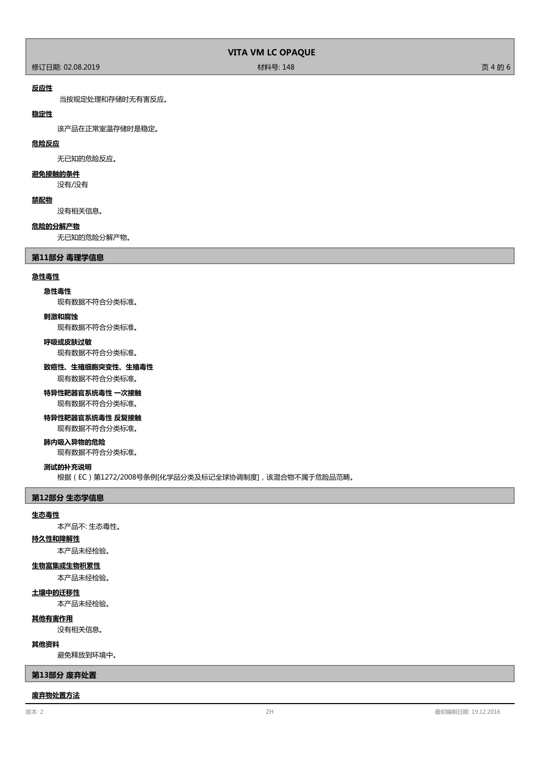**反应性**

当按规定处理和存储时无有害反应。

**稳定性**

该产品在正常室温存储时是稳定。

**危险反应**

无已知的危险反应。

**避免接触的条件**

没有/没有

**禁配物**

没有相关信息。

**危险的分解产物**

无已知的危险分解产物。

## 第11部分 毒理学信息

**急性毒性**

**急性毒性**

现有数据不符合分类标准。

**刺激和腐蚀**

现有数据不符合分类标准。

**呼吸或皮肤过敏**

现有数据不符合分类标准。

**致癌性、生殖细胞突变性、生殖毒性**

现有数据不符合分类标准。

**特异性靶器官系统毒性 一次接触**

现有数据不符合分类标准。

**特异性靶器官系统毒性 反复接触**

现有数据不符合分类标准。

**肺内吸入异物的危险**

现有数据不符合分类标准。

**测试的补充说明**

根据（EC）第1272/2008号条例[化学品分类及标记全球协调制度]，该混合物不属于危险品范畴。

## 第12部分 生态学信息

**生态毒性**

本产品不: 生态毒性。

**持久性和降解性**

本产品未经检验。

**生物富集或生物积累性**

本产品未经检验。

**土壤中的迁移性**

本产品未经检验。

**其他有害作用**

没有相关信息。

**其他资料**

避免释放到环境中。

## 第13部分 废弃处置

**废弃物处置方法**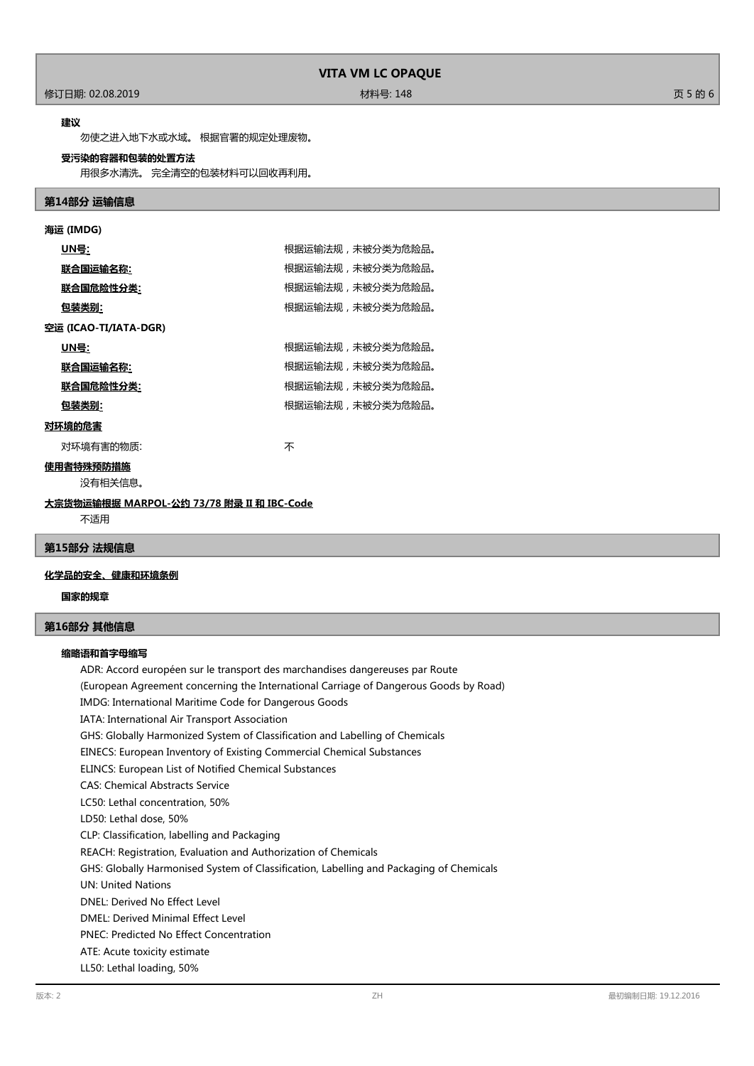**建议**

勿使之进入地下水或水域。 根据官署的规定处理废物。

**受污染的容器和包装的处置方法**

用很多水清洗。 完全清空的包装材料可以回收再利用。

## 第14部分 运输信息

**海运 (IMDG)**

| | |
|---|---|
| **UN号:** | 根据运输法规，未被分类为危险品。 |
| **联合国运输名称:** | 根据运输法规，未被分类为危险品。 |
| **联合国危险性分类:** | 根据运输法规，未被分类为危险品。 |
| **包装类别:** | 根据运输法规，未被分类为危险品。 |

**空运 (ICAO-TI/IATA-DGR)**

| | |
|---|---|
| **UN号:** | 根据运输法规，未被分类为危险品。 |
| **联合国运输名称:** | 根据运输法规，未被分类为危险品。 |
| **联合国危险性分类:** | 根据运输法规，未被分类为危险品。 |
| **包装类别:** | 根据运输法规，未被分类为危险品。 |

**对环境的危害**

对环境有害的物质: 不

**使用者特殊预防措施**

没有相关信息。

**大宗货物运输根据 MARPOL-公约 73/78 附录 II 和 IBC-Code**

不适用

## 第15部分 法规信息

**化学品的安全、健康和环境条例**

**国家的规章**

## 第16部分 其他信息

**缩略语和首字母缩写**

ADR: Accord européen sur le transport des marchandises dangereuses par Route
(European Agreement concerning the International Carriage of Dangerous Goods by Road)
IMDG: International Maritime Code for Dangerous Goods
IATA: International Air Transport Association
GHS: Globally Harmonized System of Classification and Labelling of Chemicals
EINECS: European Inventory of Existing Commercial Chemical Substances
ELINCS: European List of Notified Chemical Substances
CAS: Chemical Abstracts Service
LC50: Lethal concentration, 50%
LD50: Lethal dose, 50%
CLP: Classification, labelling and Packaging
REACH: Registration, Evaluation and Authorization of Chemicals
GHS: Globally Harmonised System of Classification, Labelling and Packaging of Chemicals
UN: United Nations
DNEL: Derived No Effect Level
DMEL: Derived Minimal Effect Level
PNEC: Predicted No Effect Concentration
ATE: Acute toxicity estimate
LL50: Lethal loading, 50%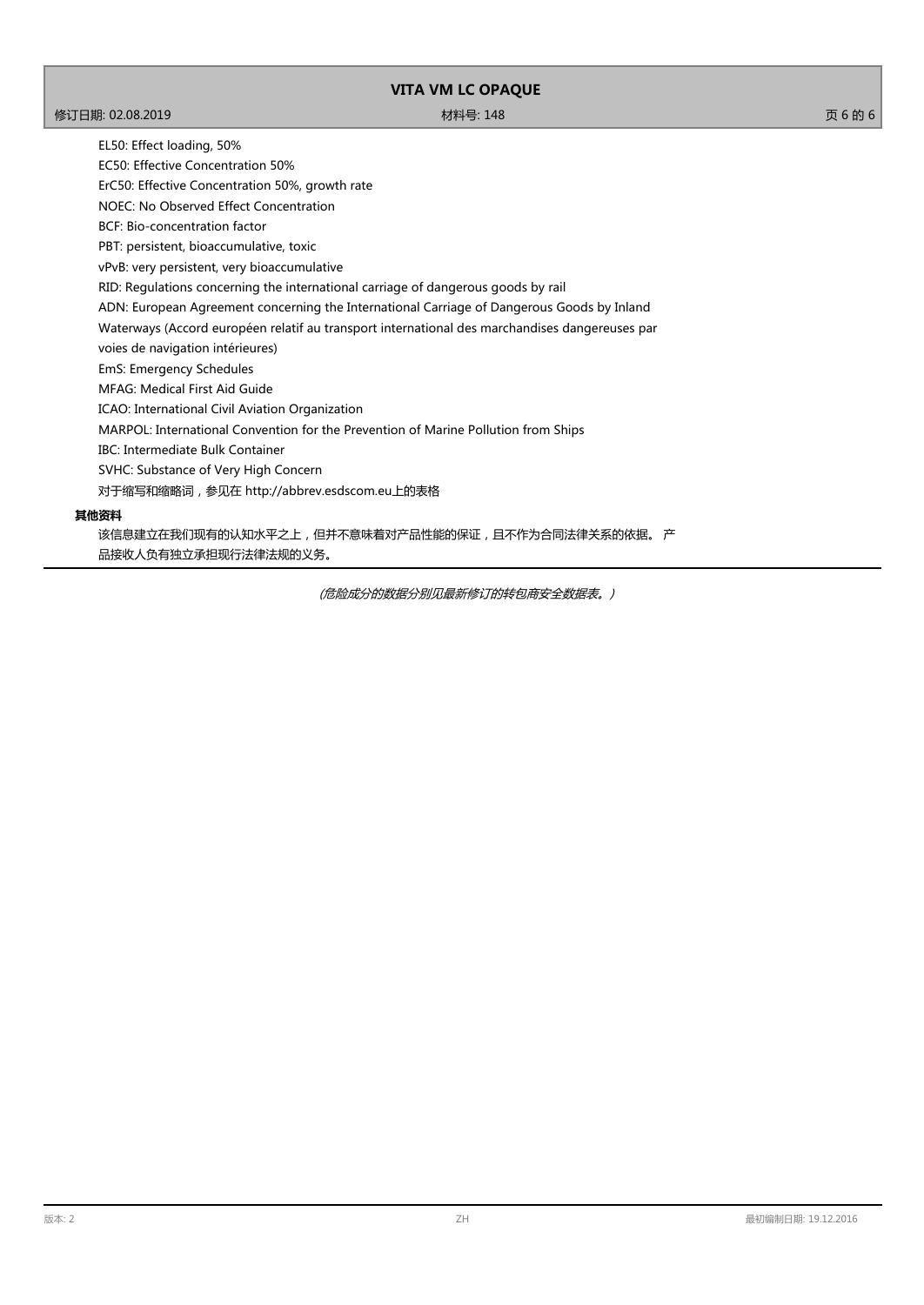EL50: Effect loading, 50%

EC50: Effective Concentration 50%

ErC50: Effective Concentration 50%, growth rate

NOEC: No Observed Effect Concentration

BCF: Bio-concentration factor

PBT: persistent, bioaccumulative, toxic

vPvB: very persistent, very bioaccumulative

RID: Regulations concerning the international carriage of dangerous goods by rail

ADN: European Agreement concerning the International Carriage of Dangerous Goods by Inland Waterways (Accord européen relatif au transport international des marchandises dangereuses par voies de navigation intérieures)

EmS: Emergency Schedules

MFAG: Medical First Aid Guide

ICAO: International Civil Aviation Organization

MARPOL: International Convention for the Prevention of Marine Pollution from Ships

IBC: Intermediate Bulk Container

SVHC: Substance of Very High Concern

对于缩写和缩略词，参见在 http://abbrev.esdscom.eu上的表格

**其他资料**

该信息建立在我们现有的认知水平之上，但并不意味着对产品性能的保证，且不作为合同法律关系的依据。 产品接收人负有独立承担现行法律法规的义务。

*(危险成分的数据分别见最新修订的转包商安全数据表。)*